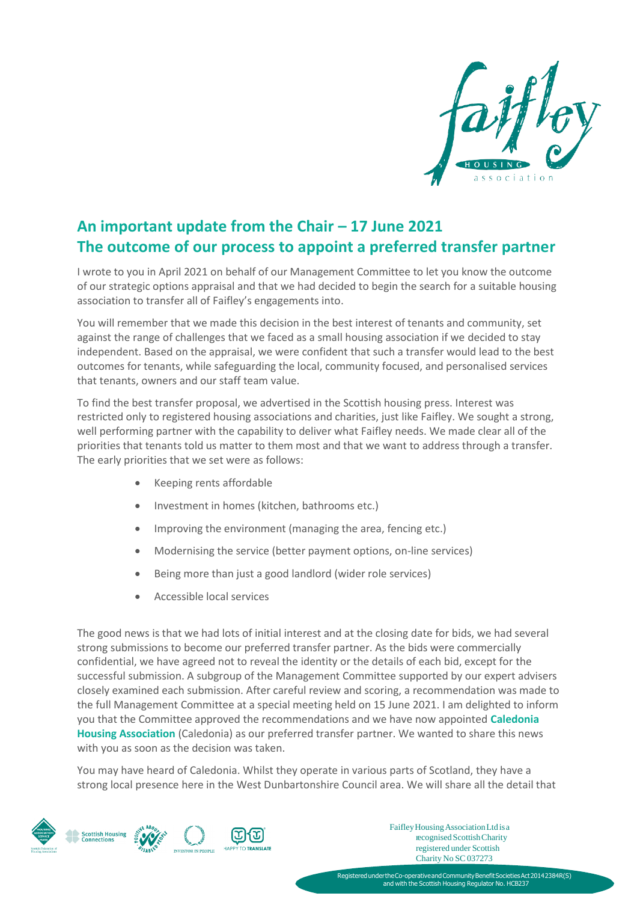## An important update from the Chair – 17 June 2021
## The outcome of our process to appoint a preferred transfer partner

I wrote to you in April 2021 on behalf of our Management Committee to let you know the outcome of our strategic options appraisal and that we had decided to begin the search for a suitable housing association to transfer all of Faifley's engagements into.

You will remember that we made this decision in the best interest of tenants and community, set against the range of challenges that we faced as a small housing association if we decided to stay independent. Based on the appraisal, we were confident that such a transfer would lead to the best outcomes for tenants, while safeguarding the local, community focused, and personalised services that tenants, owners and our staff team value.

To find the best transfer proposal, we advertised in the Scottish housing press. Interest was restricted only to registered housing associations and charities, just like Faifley. We sought a strong, well performing partner with the capability to deliver what Faifley needs. We made clear all of the priorities that tenants told us matter to them most and that we want to address through a transfer. The early priorities that we set were as follows:

- Keeping rents affordable
- Investment in homes (kitchen, bathrooms etc.)
- Improving the environment (managing the area, fencing etc.)
- Modernising the service (better payment options, on-line services)
- Being more than just a good landlord (wider role services)
- Accessible local services

The good news is that we had lots of initial interest and at the closing date for bids, we had several strong submissions to become our preferred transfer partner. As the bids were commercially confidential, we have agreed not to reveal the identity or the details of each bid, except for the successful submission. A subgroup of the Management Committee supported by our expert advisers closely examined each submission. After careful review and scoring, a recommendation was made to the full Management Committee at a special meeting held on 15 June 2021. I am delighted to inform you that the Committee approved the recommendations and we have now appointed **Caledonia Housing Association** (Caledonia) as our preferred transfer partner. We wanted to share this news with you as soon as the decision was taken.

You may have heard of Caledonia. Whilst they operate in various parts of Scotland, they have a strong local presence here in the West Dunbartonshire Council area. We will share all the detail that

Faifley Housing Association Ltd is a recognised Scottish Charity registered under Scottish Charity No SC 037273

Registered under the Co-operative and Community Benefit Societies Act 2014 2384R(S) and with the Scottish Housing Regulator No. HCB237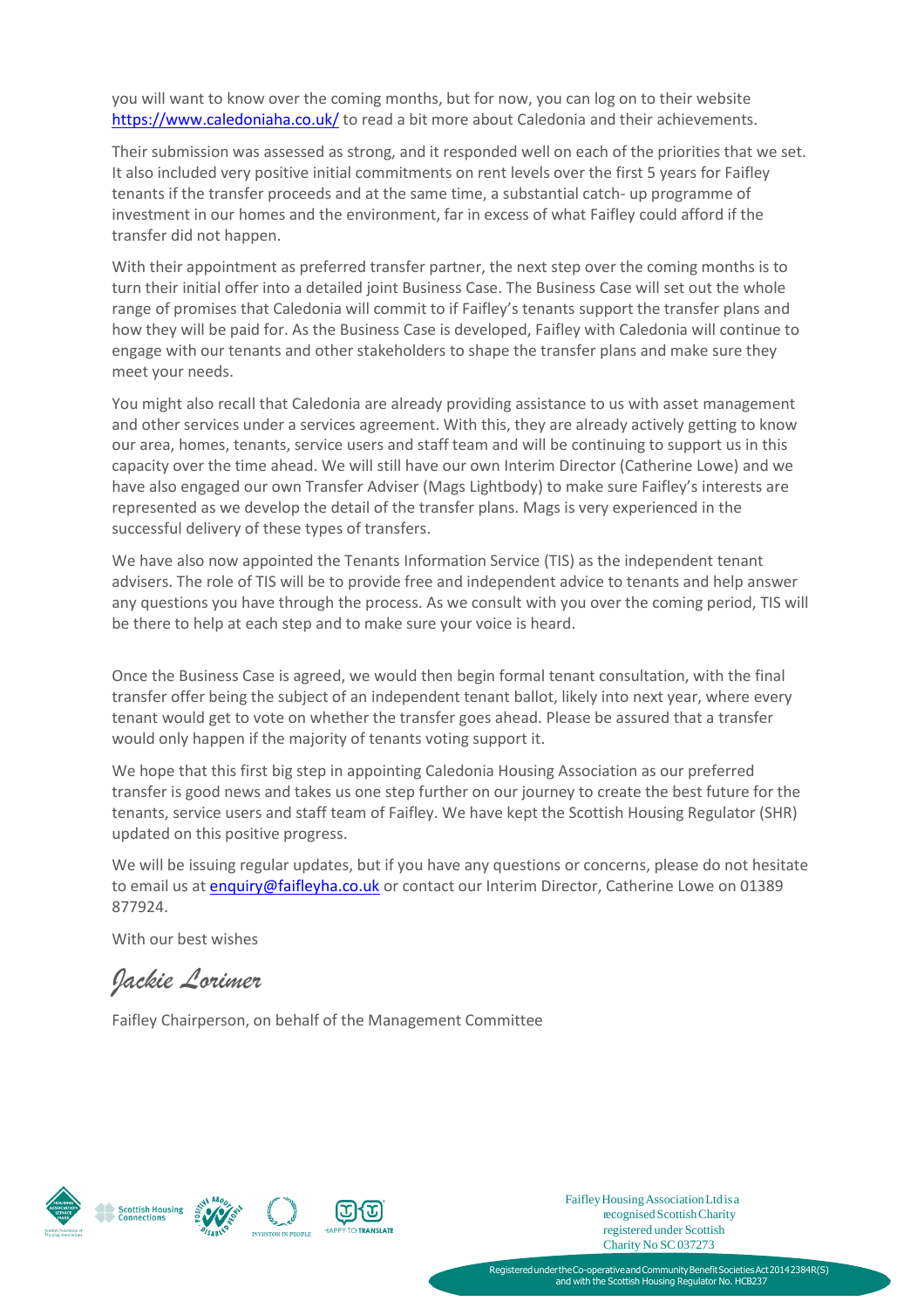you will want to know over the coming months, but for now, you can log on to their website https://www.caledoniaha.co.uk/ to read a bit more about Caledonia and their achievements.

Their submission was assessed as strong, and it responded well on each of the priorities that we set. It also included very positive initial commitments on rent levels over the first 5 years for Faifley tenants if the transfer proceeds and at the same time, a substantial catch- up programme of investment in our homes and the environment, far in excess of what Faifley could afford if the transfer did not happen.

With their appointment as preferred transfer partner, the next step over the coming months is to turn their initial offer into a detailed joint Business Case. The Business Case will set out the whole range of promises that Caledonia will commit to if Faifley's tenants support the transfer plans and how they will be paid for. As the Business Case is developed, Faifley with Caledonia will continue to engage with our tenants and other stakeholders to shape the transfer plans and make sure they meet your needs.

You might also recall that Caledonia are already providing assistance to us with asset management and other services under a services agreement. With this, they are already actively getting to know our area, homes, tenants, service users and staff team and will be continuing to support us in this capacity over the time ahead. We will still have our own Interim Director (Catherine Lowe) and we have also engaged our own Transfer Adviser (Mags Lightbody) to make sure Faifley's interests are represented as we develop the detail of the transfer plans. Mags is very experienced in the successful delivery of these types of transfers.

We have also now appointed the Tenants Information Service (TIS) as the independent tenant advisers. The role of TIS will be to provide free and independent advice to tenants and help answer any questions you have through the process. As we consult with you over the coming period, TIS will be there to help at each step and to make sure your voice is heard.

Once the Business Case is agreed, we would then begin formal tenant consultation, with the final transfer offer being the subject of an independent tenant ballot, likely into next year, where every tenant would get to vote on whether the transfer goes ahead. Please be assured that a transfer would only happen if the majority of tenants voting support it.

We hope that this first big step in appointing Caledonia Housing Association as our preferred transfer is good news and takes us one step further on our journey to create the best future for the tenants, service users and staff team of Faifley. We have kept the Scottish Housing Regulator (SHR) updated on this positive progress.

We will be issuing regular updates, but if you have any questions or concerns, please do not hesitate to email us at enquiry@faifleyha.co.uk or contact our Interim Director, Catherine Lowe on 01389 877924.

With our best wishes

*Jackie Lorimer*

Faifley Chairperson, on behalf of the Management Committee

Faifley Housing Association Ltd is a recognised Scottish Charity registered under Scottish Charity No SC 037273

Registered under the Co-operative and Community Benefit Societies Act 2014 2384R(S) and with the Scottish Housing Regulator No. HCB237